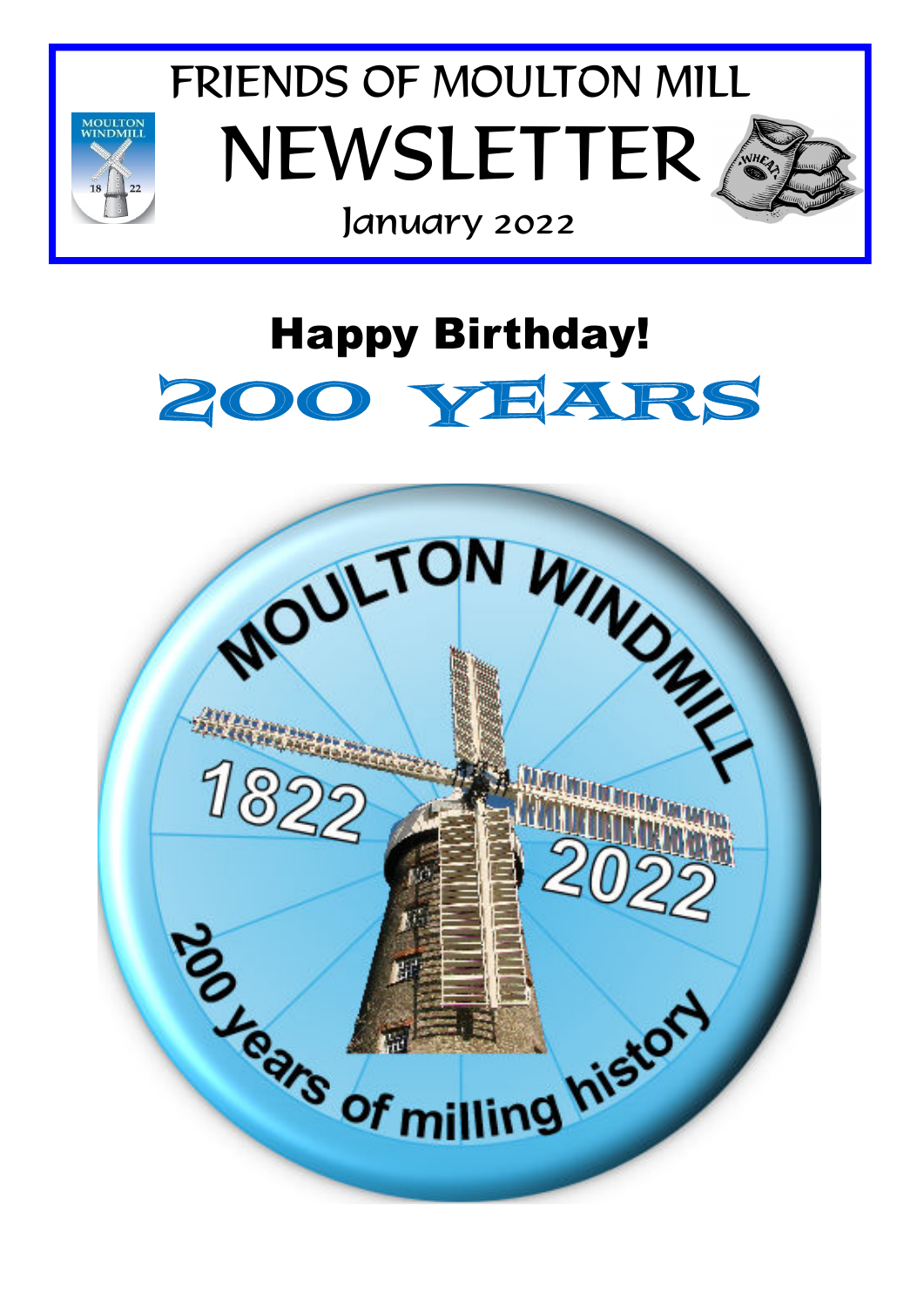# FRIENDS OF MOULTON MILL

# NEWSLETTER

January 2022

## Happy Birthday!

## 200 YEARS

MOULTON WINDMILL

1822 2022

200 years of milling history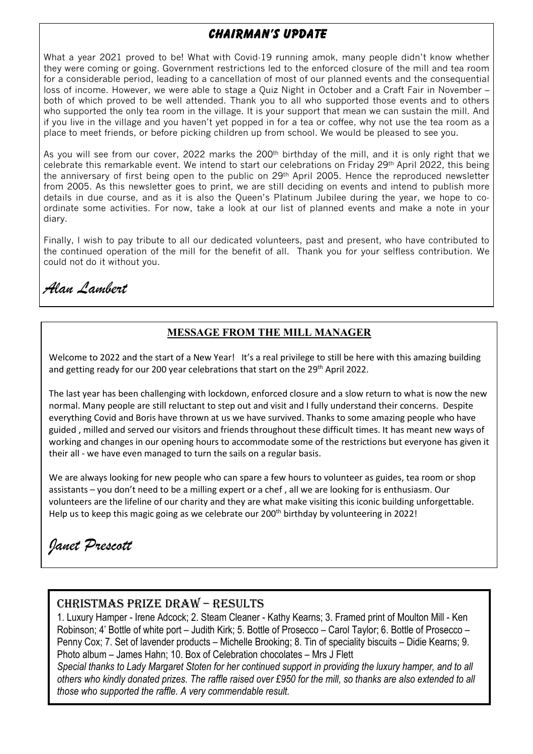## CHAIRMAN'S UPDATE

What a year 2021 proved to be! What with Covid-19 running amok, many people didn't know whether they were coming or going. Government restrictions led to the enforced closure of the mill and tea room for a considerable period, leading to a cancellation of most of our planned events and the consequential loss of income. However, we were able to stage a Quiz Night in October and a Craft Fair in November – both of which proved to be well attended. Thank you to all who supported those events and to others who supported the only tea room in the village. It is your support that mean we can sustain the mill. And if you live in the village and you haven't yet popped in for a tea or coffee, why not use the tea room as a place to meet friends, or before picking children up from school. We would be pleased to see you.

As you will see from our cover, 2022 marks the 200th birthday of the mill, and it is only right that we celebrate this remarkable event. We intend to start our celebrations on Friday 29th April 2022, this being the anniversary of first being open to the public on 29th April 2005. Hence the reproduced newsletter from 2005. As this newsletter goes to print, we are still deciding on events and intend to publish more details in due course, and as it is also the Queen's Platinum Jubilee during the year, we hope to co-ordinate some activities. For now, take a look at our list of planned events and make a note in your diary.

Finally, I wish to pay tribute to all our dedicated volunteers, past and present, who have contributed to the continued operation of the mill for the benefit of all. Thank you for your selfless contribution. We could not do it without you.

*Alan Lambert*

## MESSAGE FROM THE MILL MANAGER

Welcome to 2022 and the start of a New Year! It's a real privilege to still be here with this amazing building and getting ready for our 200 year celebrations that start on the 29th April 2022.

The last year has been challenging with lockdown, enforced closure and a slow return to what is now the new normal. Many people are still reluctant to step out and visit and I fully understand their concerns. Despite everything Covid and Boris have thrown at us we have survived. Thanks to some amazing people who have guided , milled and served our visitors and friends throughout these difficult times. It has meant new ways of working and changes in our opening hours to accommodate some of the restrictions but everyone has given it their all - we have even managed to turn the sails on a regular basis.

We are always looking for new people who can spare a few hours to volunteer as guides, tea room or shop assistants – you don't need to be a milling expert or a chef , all we are looking for is enthusiasm. Our volunteers are the lifeline of our charity and they are what make visiting this iconic building unforgettable. Help us to keep this magic going as we celebrate our 200th birthday by volunteering in 2022!

*Janet Prescott*

## CHRISTMAS PRIZE DRAW – RESULTS

1. Luxury Hamper - Irene Adcock; 2. Steam Cleaner - Kathy Kearns; 3. Framed print of Moulton Mill - Ken Robinson; 4' Bottle of white port – Judith Kirk; 5. Bottle of Prosecco – Carol Taylor; 6. Bottle of Prosecco – Penny Cox; 7. Set of lavender products – Michelle Brooking; 8. Tin of speciality biscuits – Didie Kearns; 9. Photo album – James Hahn; 10. Box of Celebration chocolates – Mrs J Flett

*Special thanks to Lady Margaret Stoten for her continued support in providing the luxury hamper, and to all others who kindly donated prizes. The raffle raised over £950 for the mill, so thanks are also extended to all those who supported the raffle. A very commendable result.*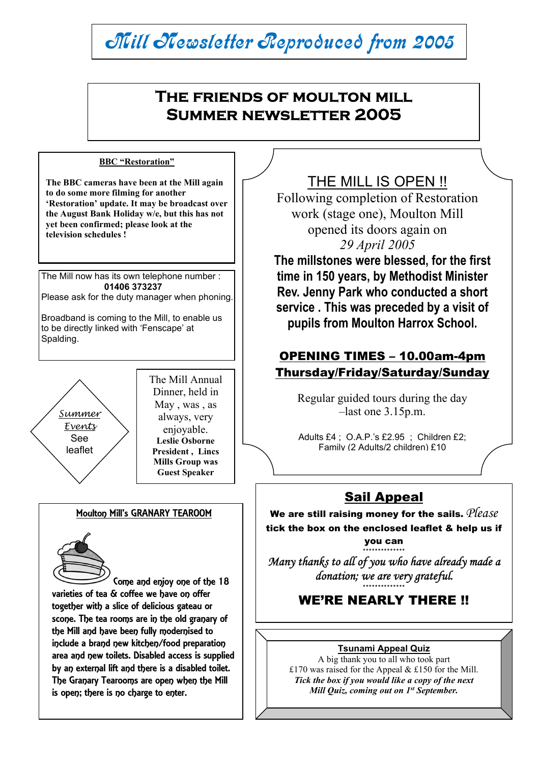# Mill Newsletter Reproduced from 2005

## THE FRIENDS OF MOULTON MILL
## SUMMER NEWSLETTER 2005

### BBC "Restoration"

**The BBC cameras have been at the Mill again to do some more filming for another 'Restoration' update. It may be broadcast over the August Bank Holiday w/e, but this has not yet been confirmed; please look at the television schedules !**

The Mill now has its own telephone number : **01406 373237**
Please ask for the duty manager when phoning.

Broadband is coming to the Mill, to enable us to be directly linked with 'Fenscape' at Spalding.

*Summer Events*
See leaflet

The Mill Annual Dinner, held in May , was , as always, very enjoyable. **Leslie Osborne President , Lincs Mills Group was Guest Speaker**

### Moulton Mill's GRANARY TEAROOM

Come and enjoy one of the 18 varieties of tea & coffee we have on offer together with a slice of delicious gateau or scone. The tea rooms are in the old granary of the Mill and have been fully modernised to include a brand new kitchen/food preparation area and new toilets. Disabled access is supplied by an external lift and there is a disabled toilet. The Granary Tearooms are open when the Mill is open; there is no charge to enter.

## THE MILL IS OPEN !!

Following completion of Restoration work (stage one), Moulton Mill opened its doors again on *29 April 2005*

**The millstones were blessed, for the first time in 150 years, by Methodist Minister Rev. Jenny Park who conducted a short service . This was preceded by a visit of pupils from Moulton Harrox School.**

### OPENING TIMES – 10.00am-4pm Thursday/Friday/Saturday/Sunday

Regular guided tours during the day –last one 3.15p.m.

Adults £4 ; O.A.P.'s £2.95 ; Children £2; Family (2 Adults/2 children) £10

### Sail Appeal

**We are still raising money for the sails.** *Please* **tick the box on the enclosed leaflet & help us if you can**

**************

*Many thanks to all of you who have already made a donation; we are very grateful.*

**************

**WE'RE NEARLY THERE !!**

### Tsunami Appeal Quiz

A big thank you to all who took part
£170 was raised for the Appeal & £150 for the Mill.
***Tick the box if you would like a copy of the next Mill Quiz, coming out on 1st September.***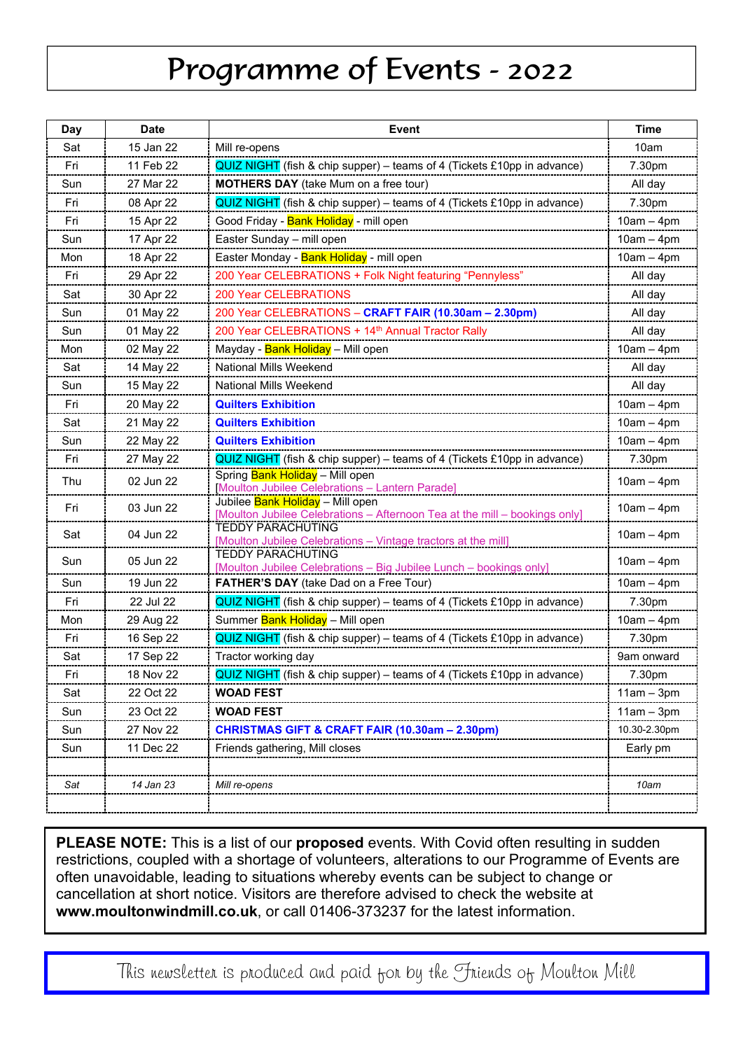# Programme of Events - 2022

| Day | Date | Event | Time |
|---|---|---|---|
| Sat | 15 Jan 22 | Mill re-opens | 10am |
| Fri | 11 Feb 22 | QUIZ NIGHT (fish & chip supper) – teams of 4 (Tickets £10pp in advance) | 7.30pm |
| Sun | 27 Mar 22 | **MOTHERS DAY** (take Mum on a free tour) | All day |
| Fri | 08 Apr 22 | QUIZ NIGHT (fish & chip supper) – teams of 4 (Tickets £10pp in advance) | 7.30pm |
| Fri | 15 Apr 22 | Good Friday - Bank Holiday - mill open | 10am – 4pm |
| Sun | 17 Apr 22 | Easter Sunday – mill open | 10am – 4pm |
| Mon | 18 Apr 22 | Easter Monday - Bank Holiday - mill open | 10am – 4pm |
| Fri | 29 Apr 22 | 200 Year CELEBRATIONS + Folk Night featuring "Pennyless" | All day |
| Sat | 30 Apr 22 | 200 Year CELEBRATIONS | All day |
| Sun | 01 May 22 | 200 Year CELEBRATIONS – **CRAFT FAIR (10.30am – 2.30pm)** | All day |
| Sun | 01 May 22 | 200 Year CELEBRATIONS + 14th Annual Tractor Rally | All day |
| Mon | 02 May 22 | Mayday - Bank Holiday – Mill open | 10am – 4pm |
| Sat | 14 May 22 | National Mills Weekend | All day |
| Sun | 15 May 22 | National Mills Weekend | All day |
| Fri | 20 May 22 | **Quilters Exhibition** | 10am – 4pm |
| Sat | 21 May 22 | **Quilters Exhibition** | 10am – 4pm |
| Sun | 22 May 22 | **Quilters Exhibition** | 10am – 4pm |
| Fri | 27 May 22 | QUIZ NIGHT (fish & chip supper) – teams of 4 (Tickets £10pp in advance) | 7.30pm |
| Thu | 02 Jun 22 | Spring Bank Holiday – Mill open [Moulton Jubilee Celebrations – Lantern Parade] | 10am – 4pm |
| Fri | 03 Jun 22 | Jubilee Bank Holiday – Mill open [Moulton Jubilee Celebrations – Afternoon Tea at the mill – bookings only] | 10am – 4pm |
| Sat | 04 Jun 22 | TEDDY PARACHUTING [Moulton Jubilee Celebrations – Vintage tractors at the mill] | 10am – 4pm |
| Sun | 05 Jun 22 | TEDDY PARACHUTING [Moulton Jubilee Celebrations – Big Jubilee Lunch – bookings only] | 10am – 4pm |
| Sun | 19 Jun 22 | **FATHER'S DAY** (take Dad on a Free Tour) | 10am – 4pm |
| Fri | 22 Jul 22 | QUIZ NIGHT (fish & chip supper) – teams of 4 (Tickets £10pp in advance) | 7.30pm |
| Mon | 29 Aug 22 | Summer Bank Holiday – Mill open | 10am – 4pm |
| Fri | 16 Sep 22 | QUIZ NIGHT (fish & chip supper) – teams of 4 (Tickets £10pp in advance) | 7.30pm |
| Sat | 17 Sep 22 | Tractor working day | 9am onward |
| Fri | 18 Nov 22 | QUIZ NIGHT (fish & chip supper) – teams of 4 (Tickets £10pp in advance) | 7.30pm |
| Sat | 22 Oct 22 | **WOAD FEST** | 11am – 3pm |
| Sun | 23 Oct 22 | **WOAD FEST** | 11am – 3pm |
| Sun | 27 Nov 22 | **CHRISTMAS GIFT & CRAFT FAIR (10.30am – 2.30pm)** | 10.30-2.30pm |
| Sun | 11 Dec 22 | Friends gathering, Mill closes | Early pm |
| | | | |
| *Sat* | *14 Jan 23* | *Mill re-opens* | *10am* |
| | | | |

**PLEASE NOTE:** This is a list of our **proposed** events. With Covid often resulting in sudden restrictions, coupled with a shortage of volunteers, alterations to our Programme of Events are often unavoidable, leading to situations whereby events can be subject to change or cancellation at short notice. Visitors are therefore advised to check the website at **www.moultonwindmill.co.uk**, or call 01406-373237 for the latest information.

This newsletter is produced and paid for by the Friends of Moulton Mill